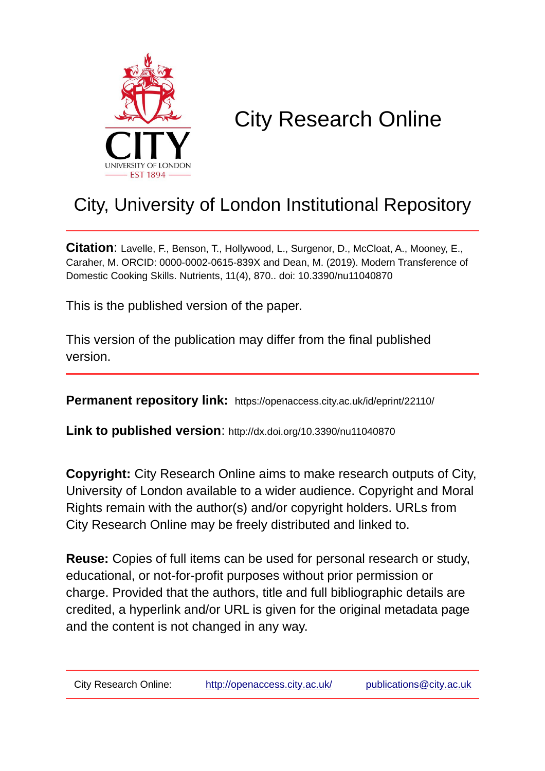# City Research Online

## City, University of London Institutional Repository

**Citation**: Lavelle, F., Benson, T., Hollywood, L., Surgenor, D., McCloat, A., Mooney, E., Caraher, M. ORCID: 0000-0002-0615-839X and Dean, M. (2019). Modern Transference of Domestic Cooking Skills. Nutrients, 11(4), 870.. doi: 10.3390/nu11040870

This is the published version of the paper.

This version of the publication may differ from the final published version.

**Permanent repository link:** https://openaccess.city.ac.uk/id/eprint/22110/

**Link to published version**: http://dx.doi.org/10.3390/nu11040870

**Copyright:** City Research Online aims to make research outputs of City, University of London available to a wider audience. Copyright and Moral Rights remain with the author(s) and/or copyright holders. URLs from City Research Online may be freely distributed and linked to.

**Reuse:** Copies of full items can be used for personal research or study, educational, or not-for-profit purposes without prior permission or charge. Provided that the authors, title and full bibliographic details are credited, a hyperlink and/or URL is given for the original metadata page and the content is not changed in any way.

City Research Online: http://openaccess.city.ac.uk/ publications@city.ac.uk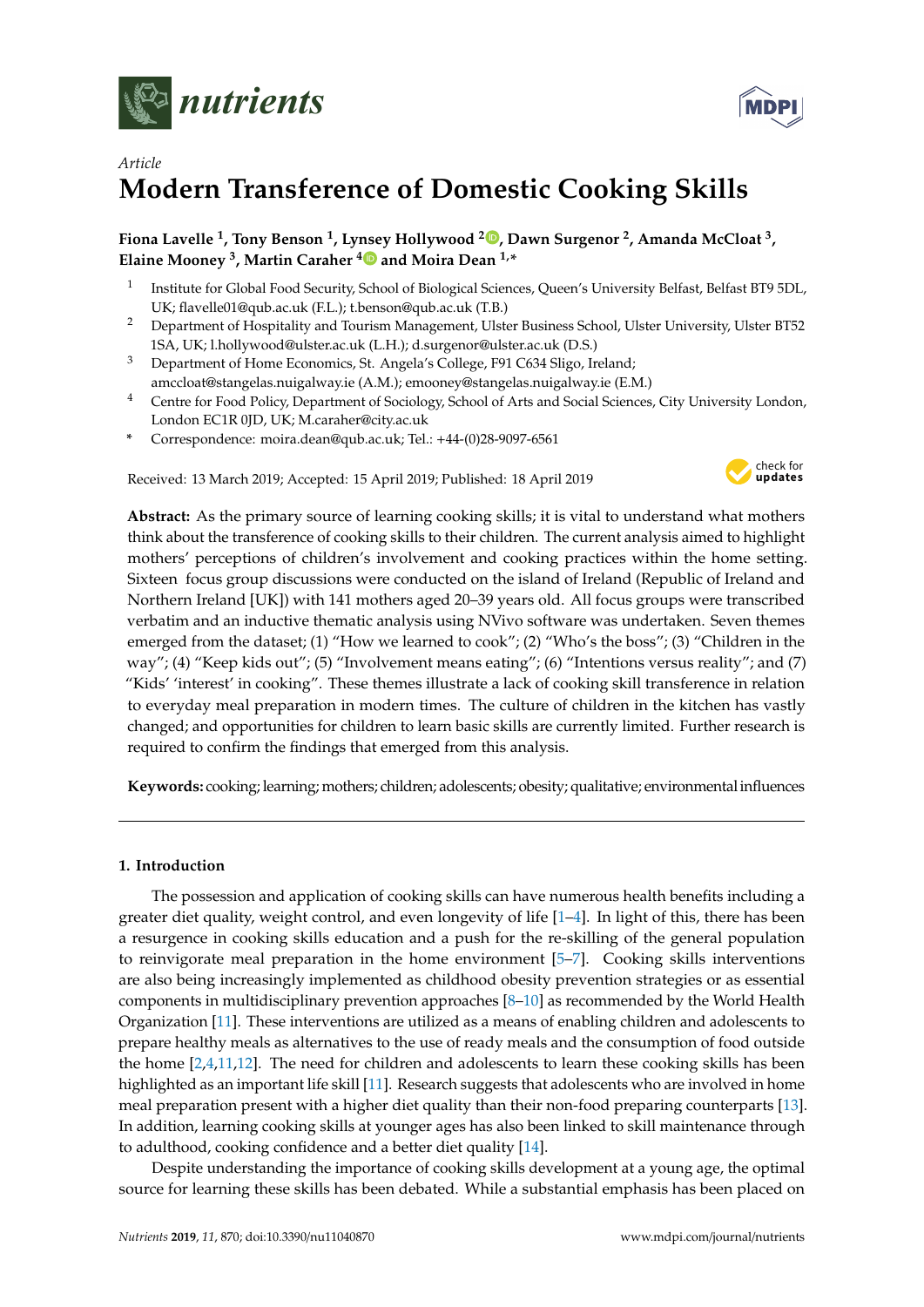nutrients

*Article*

# Modern Transference of Domestic Cooking Skills

**Fiona Lavelle [1], Tony Benson [1], Lynsey Hollywood [2], Dawn Surgenor [2], Amanda McCloat [3], Elaine Mooney [3], Martin Caraher [4] and Moira Dean [1,*]**

1. Institute for Global Food Security, School of Biological Sciences, Queen's University Belfast, Belfast BT9 5DL, UK; flavelle01@qub.ac.uk (F.L.); t.benson@qub.ac.uk (T.B.)
2. Department of Hospitality and Tourism Management, Ulster Business School, Ulster University, Ulster BT52 1SA, UK; l.hollywood@ulster.ac.uk (L.H.); d.surgenor@ulster.ac.uk (D.S.)
3. Department of Home Economics, St. Angela's College, F91 C634 Sligo, Ireland; amccloat@stangelas.nuigalway.ie (A.M.); emooney@stangelas.nuigalway.ie (E.M.)
4. Centre for Food Policy, Department of Sociology, School of Arts and Social Sciences, City University London, London EC1R 0JD, UK; M.caraher@city.ac.uk

\* Correspondence: moira.dean@qub.ac.uk; Tel.: +44-(0)28-9097-6561

Received: 13 March 2019; Accepted: 15 April 2019; Published: 18 April 2019

**Abstract:** As the primary source of learning cooking skills; it is vital to understand what mothers think about the transference of cooking skills to their children. The current analysis aimed to highlight mothers' perceptions of children's involvement and cooking practices within the home setting. Sixteen focus group discussions were conducted on the island of Ireland (Republic of Ireland and Northern Ireland [UK]) with 141 mothers aged 20–39 years old. All focus groups were transcribed verbatim and an inductive thematic analysis using NVivo software was undertaken. Seven themes emerged from the dataset; (1) "How we learned to cook"; (2) "Who's the boss"; (3) "Children in the way"; (4) "Keep kids out"; (5) "Involvement means eating"; (6) "Intentions versus reality"; and (7) "Kids' 'interest' in cooking". These themes illustrate a lack of cooking skill transference in relation to everyday meal preparation in modern times. The culture of children in the kitchen has vastly changed; and opportunities for children to learn basic skills are currently limited. Further research is required to confirm the findings that emerged from this analysis.

**Keywords:** cooking; learning; mothers; children; adolescents; obesity; qualitative; environmental influences

## 1. Introduction

The possession and application of cooking skills can have numerous health benefits including a greater diet quality, weight control, and even longevity of life [1–4]. In light of this, there has been a resurgence in cooking skills education and a push for the re-skilling of the general population to reinvigorate meal preparation in the home environment [5–7]. Cooking skills interventions are also being increasingly implemented as childhood obesity prevention strategies or as essential components in multidisciplinary prevention approaches [8–10] as recommended by the World Health Organization [11]. These interventions are utilized as a means of enabling children and adolescents to prepare healthy meals as alternatives to the use of ready meals and the consumption of food outside the home [2,4,11,12]. The need for children and adolescents to learn these cooking skills has been highlighted as an important life skill [11]. Research suggests that adolescents who are involved in home meal preparation present with a higher diet quality than their non-food preparing counterparts [13]. In addition, learning cooking skills at younger ages has also been linked to skill maintenance through to adulthood, cooking confidence and a better diet quality [14].

Despite understanding the importance of cooking skills development at a young age, the optimal source for learning these skills has been debated. While a substantial emphasis has been placed on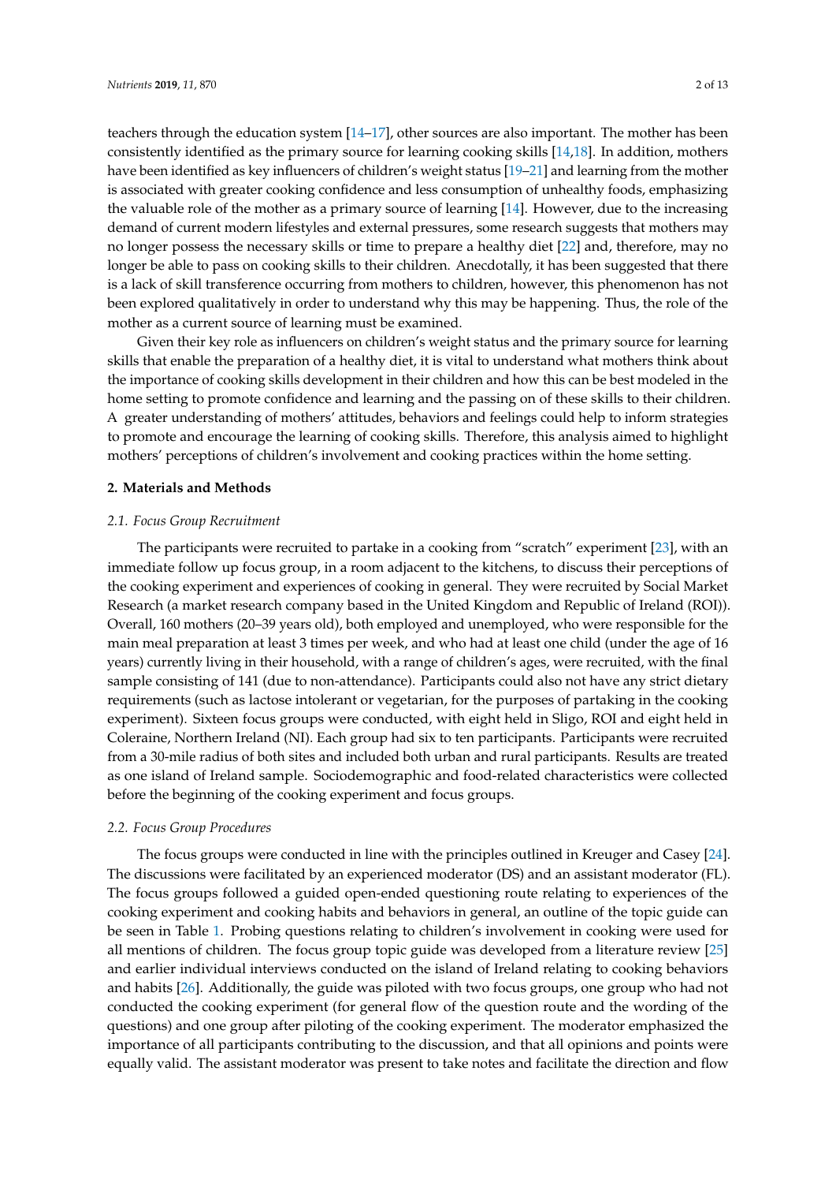teachers through the education system [14–17], other sources are also important. The mother has been consistently identified as the primary source for learning cooking skills [14,18]. In addition, mothers have been identified as key influencers of children's weight status [19–21] and learning from the mother is associated with greater cooking confidence and less consumption of unhealthy foods, emphasizing the valuable role of the mother as a primary source of learning [14]. However, due to the increasing demand of current modern lifestyles and external pressures, some research suggests that mothers may no longer possess the necessary skills or time to prepare a healthy diet [22] and, therefore, may no longer be able to pass on cooking skills to their children. Anecdotally, it has been suggested that there is a lack of skill transference occurring from mothers to children, however, this phenomenon has not been explored qualitatively in order to understand why this may be happening. Thus, the role of the mother as a current source of learning must be examined.

Given their key role as influencers on children's weight status and the primary source for learning skills that enable the preparation of a healthy diet, it is vital to understand what mothers think about the importance of cooking skills development in their children and how this can be best modeled in the home setting to promote confidence and learning and the passing on of these skills to their children. A greater understanding of mothers' attitudes, behaviors and feelings could help to inform strategies to promote and encourage the learning of cooking skills. Therefore, this analysis aimed to highlight mothers' perceptions of children's involvement and cooking practices within the home setting.

## 2. Materials and Methods

### *2.1. Focus Group Recruitment*

The participants were recruited to partake in a cooking from "scratch" experiment [23], with an immediate follow up focus group, in a room adjacent to the kitchens, to discuss their perceptions of the cooking experiment and experiences of cooking in general. They were recruited by Social Market Research (a market research company based in the United Kingdom and Republic of Ireland (ROI)). Overall, 160 mothers (20–39 years old), both employed and unemployed, who were responsible for the main meal preparation at least 3 times per week, and who had at least one child (under the age of 16 years) currently living in their household, with a range of children's ages, were recruited, with the final sample consisting of 141 (due to non-attendance). Participants could also not have any strict dietary requirements (such as lactose intolerant or vegetarian, for the purposes of partaking in the cooking experiment). Sixteen focus groups were conducted, with eight held in Sligo, ROI and eight held in Coleraine, Northern Ireland (NI). Each group had six to ten participants. Participants were recruited from a 30-mile radius of both sites and included both urban and rural participants. Results are treated as one island of Ireland sample. Sociodemographic and food-related characteristics were collected before the beginning of the cooking experiment and focus groups.

### *2.2. Focus Group Procedures*

The focus groups were conducted in line with the principles outlined in Kreuger and Casey [24]. The discussions were facilitated by an experienced moderator (DS) and an assistant moderator (FL). The focus groups followed a guided open-ended questioning route relating to experiences of the cooking experiment and cooking habits and behaviors in general, an outline of the topic guide can be seen in Table 1. Probing questions relating to children's involvement in cooking were used for all mentions of children. The focus group topic guide was developed from a literature review [25] and earlier individual interviews conducted on the island of Ireland relating to cooking behaviors and habits [26]. Additionally, the guide was piloted with two focus groups, one group who had not conducted the cooking experiment (for general flow of the question route and the wording of the questions) and one group after piloting of the cooking experiment. The moderator emphasized the importance of all participants contributing to the discussion, and that all opinions and points were equally valid. The assistant moderator was present to take notes and facilitate the direction and flow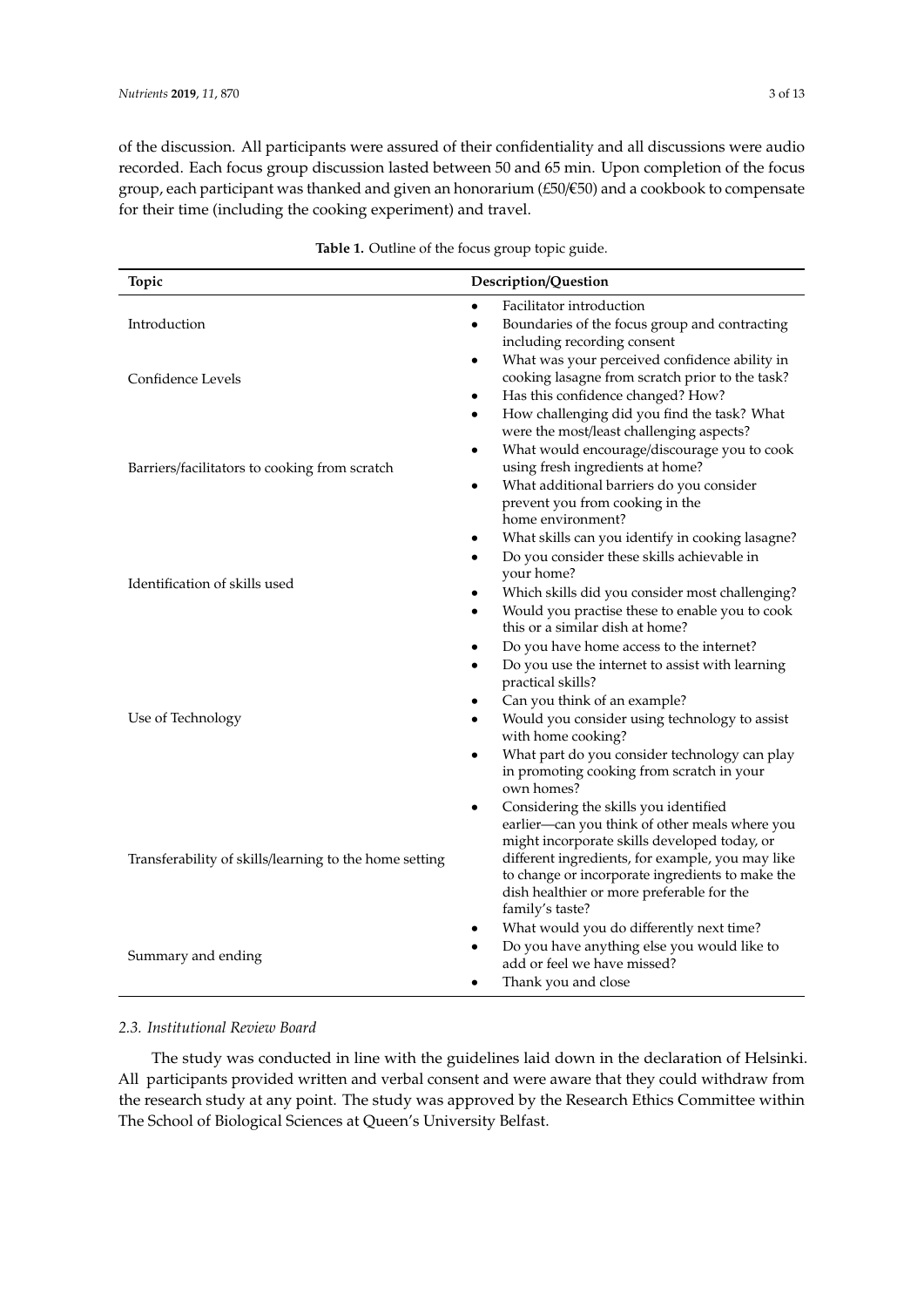of the discussion. All participants were assured of their confidentiality and all discussions were audio recorded. Each focus group discussion lasted between 50 and 65 min. Upon completion of the focus group, each participant was thanked and given an honorarium (£50/€50) and a cookbook to compensate for their time (including the cooking experiment) and travel.

**Table 1.** Outline of the focus group topic guide.

| Topic | Description/Question |
|---|---|
| Introduction | • Facilitator introduction<br>• Boundaries of the focus group and contracting including recording consent |
| Confidence Levels | • What was your perceived confidence ability in cooking lasagne from scratch prior to the task?<br>• Has this confidence changed? How? |
| Barriers/facilitators to cooking from scratch | • How challenging did you find the task? What were the most/least challenging aspects?<br>• What would encourage/discourage you to cook using fresh ingredients at home?<br>• What additional barriers do you consider prevent you from cooking in the home environment? |
| Identification of skills used | • What skills can you identify in cooking lasagne?<br>• Do you consider these skills achievable in your home?<br>• Which skills did you consider most challenging?<br>• Would you practise these to enable you to cook this or a similar dish at home? |
| Use of Technology | • Do you have home access to the internet?<br>• Do you use the internet to assist with learning practical skills?<br>• Can you think of an example?<br>• Would you consider using technology to assist with home cooking?<br>• What part do you consider technology can play in promoting cooking from scratch in your own homes? |
| Transferability of skills/learning to the home setting | • Considering the skills you identified earlier—can you think of other meals where you might incorporate skills developed today, or different ingredients, for example, you may like to change or incorporate ingredients to make the dish healthier or more preferable for the family's taste? |
| Summary and ending | • What would you do differently next time?<br>• Do you have anything else you would like to add or feel we have missed?<br>• Thank you and close |

### *2.3. Institutional Review Board*

The study was conducted in line with the guidelines laid down in the declaration of Helsinki. All participants provided written and verbal consent and were aware that they could withdraw from the research study at any point. The study was approved by the Research Ethics Committee within The School of Biological Sciences at Queen's University Belfast.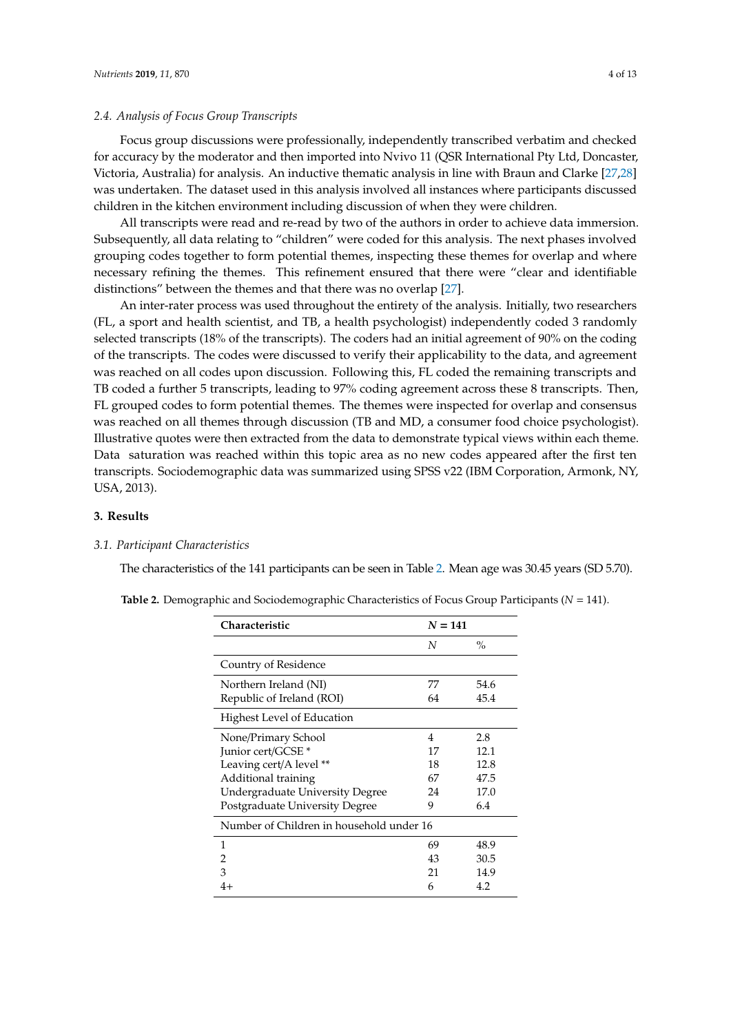### 2.4. Analysis of Focus Group Transcripts

Focus group discussions were professionally, independently transcribed verbatim and checked for accuracy by the moderator and then imported into Nvivo 11 (QSR International Pty Ltd, Doncaster, Victoria, Australia) for analysis. An inductive thematic analysis in line with Braun and Clarke [27,28] was undertaken. The dataset used in this analysis involved all instances where participants discussed children in the kitchen environment including discussion of when they were children.

All transcripts were read and re-read by two of the authors in order to achieve data immersion. Subsequently, all data relating to "children" were coded for this analysis. The next phases involved grouping codes together to form potential themes, inspecting these themes for overlap and where necessary refining the themes. This refinement ensured that there were "clear and identifiable distinctions" between the themes and that there was no overlap [27].

An inter-rater process was used throughout the entirety of the analysis. Initially, two researchers (FL, a sport and health scientist, and TB, a health psychologist) independently coded 3 randomly selected transcripts (18% of the transcripts). The coders had an initial agreement of 90% on the coding of the transcripts. The codes were discussed to verify their applicability to the data, and agreement was reached on all codes upon discussion. Following this, FL coded the remaining transcripts and TB coded a further 5 transcripts, leading to 97% coding agreement across these 8 transcripts. Then, FL grouped codes to form potential themes. The themes were inspected for overlap and consensus was reached on all themes through discussion (TB and MD, a consumer food choice psychologist). Illustrative quotes were then extracted from the data to demonstrate typical views within each theme. Data saturation was reached within this topic area as no new codes appeared after the first ten transcripts. Sociodemographic data was summarized using SPSS v22 (IBM Corporation, Armonk, NY, USA, 2013).

## 3. Results

### 3.1. Participant Characteristics

The characteristics of the 141 participants can be seen in Table 2. Mean age was 30.45 years (SD 5.70).

**Table 2.** Demographic and Sociodemographic Characteristics of Focus Group Participants (*N* = 141).

| Characteristic | *N* = 141 | |
|---|---|---|
| | *N* | % |
| Country of Residence | | |
| Northern Ireland (NI) | 77 | 54.6 |
| Republic of Ireland (ROI) | 64 | 45.4 |
| Highest Level of Education | | |
| None/Primary School | 4 | 2.8 |
| Junior cert/GCSE * | 17 | 12.1 |
| Leaving cert/A level ** | 18 | 12.8 |
| Additional training | 67 | 47.5 |
| Undergraduate University Degree | 24 | 17.0 |
| Postgraduate University Degree | 9 | 6.4 |
| Number of Children in household under 16 | | |
| 1 | 69 | 48.9 |
| 2 | 43 | 30.5 |
| 3 | 21 | 14.9 |
| 4+ | 6 | 4.2 |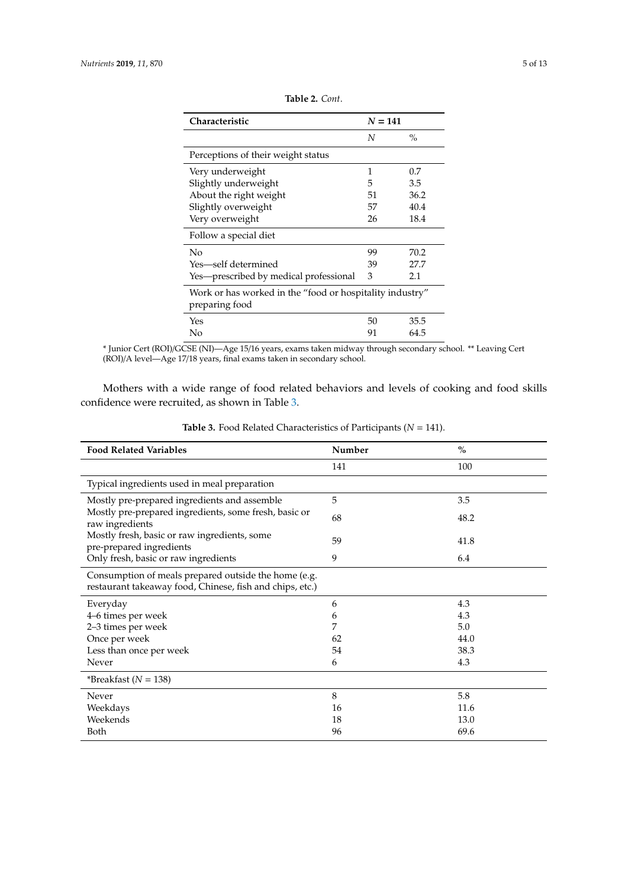**Table 2.** *Cont.*

| Characteristic | $N = 141$ | |
|---|---|---|
| | *N* | % |
| Perceptions of their weight status | | |
| Very underweight | 1 | 0.7 |
| Slightly underweight | 5 | 3.5 |
| About the right weight | 51 | 36.2 |
| Slightly overweight | 57 | 40.4 |
| Very overweight | 26 | 18.4 |
| Follow a special diet | | |
| No | 99 | 70.2 |
| Yes—self determined | 39 | 27.7 |
| Yes—prescribed by medical professional | 3 | 2.1 |
| Work or has worked in the "food or hospitality industry" preparing food | | |
| Yes | 50 | 35.5 |
| No | 91 | 64.5 |

* Junior Cert (ROI)/GCSE (NI)—Age 15/16 years, exams taken midway through secondary school. ** Leaving Cert (ROI)/A level—Age 17/18 years, final exams taken in secondary school.

Mothers with a wide range of food related behaviors and levels of cooking and food skills confidence were recruited, as shown in Table 3.

**Table 3.** Food Related Characteristics of Participants ($N = 141$).

| Food Related Variables | Number | % |
|---|---|---|
| | 141 | 100 |
| Typical ingredients used in meal preparation | | |
| Mostly pre-prepared ingredients and assemble | 5 | 3.5 |
| Mostly pre-prepared ingredients, some fresh, basic or raw ingredients | 68 | 48.2 |
| Mostly fresh, basic or raw ingredients, some pre-prepared ingredients | 59 | 41.8 |
| Only fresh, basic or raw ingredients | 9 | 6.4 |
| Consumption of meals prepared outside the home (e.g. restaurant takeaway food, Chinese, fish and chips, etc.) | | |
| Everyday | 6 | 4.3 |
| 4–6 times per week | 6 | 4.3 |
| 2–3 times per week | 7 | 5.0 |
| Once per week | 62 | 44.0 |
| Less than once per week | 54 | 38.3 |
| Never | 6 | 4.3 |
| *Breakfast ($N = 138$) | | |
| Never | 8 | 5.8 |
| Weekdays | 16 | 11.6 |
| Weekends | 18 | 13.0 |
| Both | 96 | 69.6 |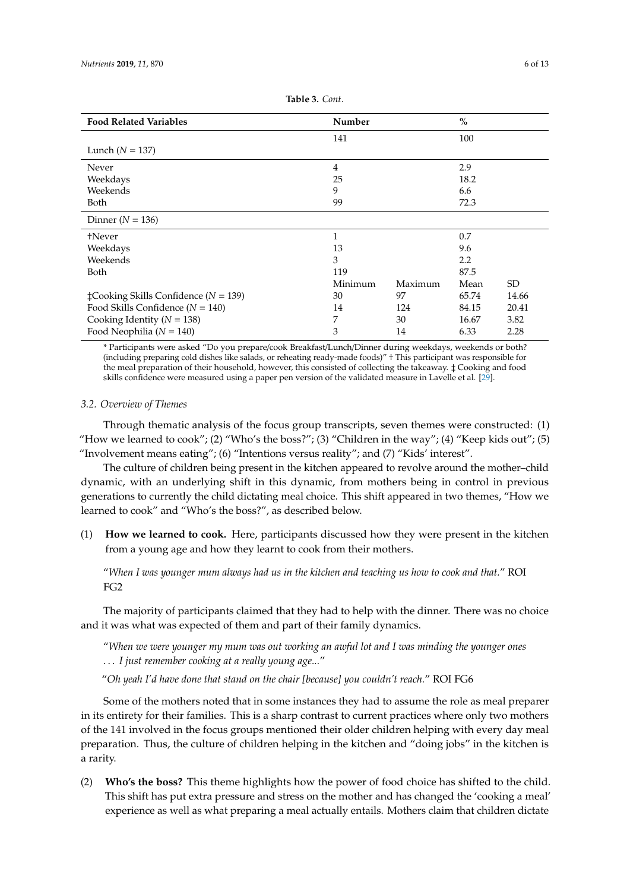**Table 3.** *Cont.*

| Food Related Variables | Number | | % | |
|---|---|---|---|---|
| | 141 | | 100 | |
| Lunch ($N$ = 137) | | | | |
| Never | 4 | | 2.9 | |
| Weekdays | 25 | | 18.2 | |
| Weekends | 9 | | 6.6 | |
| Both | 99 | | 72.3 | |
| Dinner ($N$ = 136) | | | | |
| †Never | 1 | | 0.7 | |
| Weekdays | 13 | | 9.6 | |
| Weekends | 3 | | 2.2 | |
| Both | 119 | | 87.5 | |
| | Minimum | Maximum | Mean | SD |
| ‡Cooking Skills Confidence ($N$ = 139) | 30 | 97 | 65.74 | 14.66 |
| Food Skills Confidence ($N$ = 140) | 14 | 124 | 84.15 | 20.41 |
| Cooking Identity ($N$ = 138) | 7 | 30 | 16.67 | 3.82 |
| Food Neophilia ($N$ = 140) | 3 | 14 | 6.33 | 2.28 |

* Participants were asked "Do you prepare/cook Breakfast/Lunch/Dinner during weekdays, weekends or both? (including preparing cold dishes like salads, or reheating ready-made foods)" † This participant was responsible for the meal preparation of their household, however, this consisted of collecting the takeaway. ‡ Cooking and food skills confidence were measured using a paper pen version of the validated measure in Lavelle et al. [29].

### 3.2. Overview of Themes

Through thematic analysis of the focus group transcripts, seven themes were constructed: (1) "How we learned to cook"; (2) "Who's the boss?"; (3) "Children in the way"; (4) "Keep kids out"; (5) "Involvement means eating"; (6) "Intentions versus reality"; and (7) "Kids' interest".

The culture of children being present in the kitchen appeared to revolve around the mother–child dynamic, with an underlying shift in this dynamic, from mothers being in control in previous generations to currently the child dictating meal choice. This shift appeared in two themes, "How we learned to cook" and "Who's the boss?", as described below.

(1) **How we learned to cook.** Here, participants discussed how they were present in the kitchen from a young age and how they learnt to cook from their mothers.

> "*When I was younger mum always had us in the kitchen and teaching us how to cook and that.*" ROI FG2

The majority of participants claimed that they had to help with the dinner. There was no choice and it was what was expected of them and part of their family dynamics.

> "*When we were younger my mum was out working an awful lot and I was minding the younger ones . . . I just remember cooking at a really young age...*"
>
> "*Oh yeah I'd have done that stand on the chair [because] you couldn't reach.*" ROI FG6

Some of the mothers noted that in some instances they had to assume the role as meal preparer in its entirety for their families. This is a sharp contrast to current practices where only two mothers of the 141 involved in the focus groups mentioned their older children helping with every day meal preparation. Thus, the culture of children helping in the kitchen and "doing jobs" in the kitchen is a rarity.

(2) **Who's the boss?** This theme highlights how the power of food choice has shifted to the child. This shift has put extra pressure and stress on the mother and has changed the 'cooking a meal' experience as well as what preparing a meal actually entails. Mothers claim that children dictate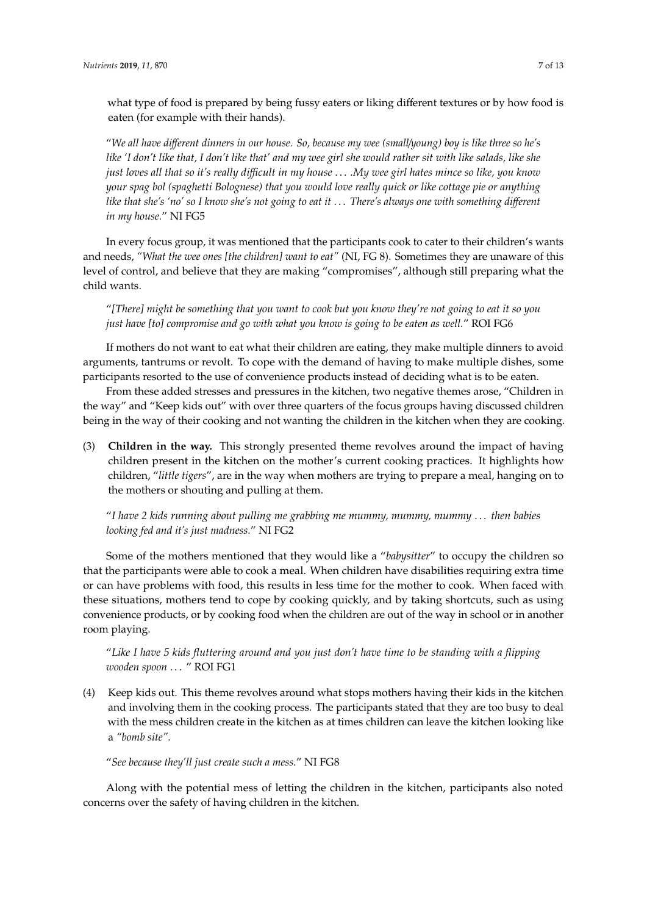what type of food is prepared by being fussy eaters or liking different textures or by how food is eaten (for example with their hands).

> "*We all have different dinners in our house. So, because my wee (small/young) boy is like three so he's like 'I don't like that, I don't like that' and my wee girl she would rather sit with like salads, like she just loves all that so it's really difficult in my house . . . .My wee girl hates mince so like, you know your spag bol (spaghetti Bolognese) that you would love really quick or like cottage pie or anything like that she's 'no' so I know she's not going to eat it . . . There's always one with something different in my house.*" NI FG5

In every focus group, it was mentioned that the participants cook to cater to their children's wants and needs, *"What the wee ones [the children] want to eat"* (NI, FG 8). Sometimes they are unaware of this level of control, and believe that they are making "compromises", although still preparing what the child wants.

> "*[There] might be something that you want to cook but you know they're not going to eat it so you just have [to] compromise and go with what you know is going to be eaten as well.*" ROI FG6

If mothers do not want to eat what their children are eating, they make multiple dinners to avoid arguments, tantrums or revolt. To cope with the demand of having to make multiple dishes, some participants resorted to the use of convenience products instead of deciding what is to be eaten.

From these added stresses and pressures in the kitchen, two negative themes arose, "Children in the way" and "Keep kids out" with over three quarters of the focus groups having discussed children being in the way of their cooking and not wanting the children in the kitchen when they are cooking.

(3) **Children in the way.** This strongly presented theme revolves around the impact of having children present in the kitchen on the mother's current cooking practices. It highlights how children, "*little tigers*", are in the way when mothers are trying to prepare a meal, hanging on to the mothers or shouting and pulling at them.

> "*I have 2 kids running about pulling me grabbing me mummy, mummy, mummy . . . then babies looking fed and it's just madness.*" NI FG2

Some of the mothers mentioned that they would like a "*babysitter*" to occupy the children so that the participants were able to cook a meal. When children have disabilities requiring extra time or can have problems with food, this results in less time for the mother to cook. When faced with these situations, mothers tend to cope by cooking quickly, and by taking shortcuts, such as using convenience products, or by cooking food when the children are out of the way in school or in another room playing.

> "*Like I have 5 kids fluttering around and you just don't have time to be standing with a flipping wooden spoon . . .* " ROI FG1

(4) Keep kids out. This theme revolves around what stops mothers having their kids in the kitchen and involving them in the cooking process. The participants stated that they are too busy to deal with the mess children create in the kitchen as at times children can leave the kitchen looking like a *"bomb site"*.

> "*See because they'll just create such a mess.*" NI FG8

Along with the potential mess of letting the children in the kitchen, participants also noted concerns over the safety of having children in the kitchen.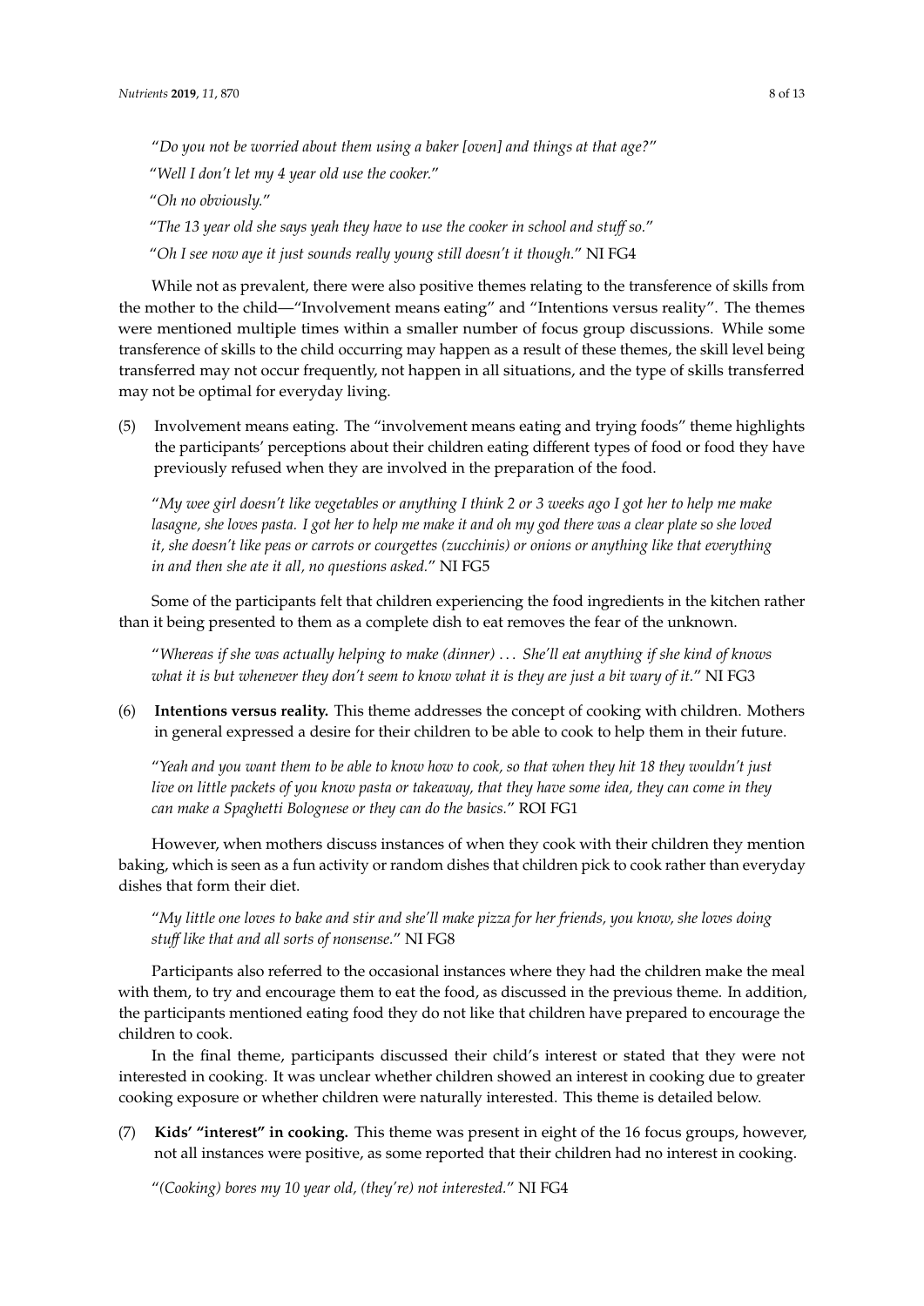*"Do you not be worried about them using a baker [oven] and things at that age?"*

*"Well I don't let my 4 year old use the cooker."*

*"Oh no obviously."*

*"The 13 year old she says yeah they have to use the cooker in school and stuff so."*

*"Oh I see now aye it just sounds really young still doesn't it though."* NI FG4

While not as prevalent, there were also positive themes relating to the transference of skills from the mother to the child—"Involvement means eating" and "Intentions versus reality". The themes were mentioned multiple times within a smaller number of focus group discussions. While some transference of skills to the child occurring may happen as a result of these themes, the skill level being transferred may not occur frequently, not happen in all situations, and the type of skills transferred may not be optimal for everyday living.

(5) Involvement means eating. The "involvement means eating and trying foods" theme highlights the participants' perceptions about their children eating different types of food or food they have previously refused when they are involved in the preparation of the food.

*"My wee girl doesn't like vegetables or anything I think 2 or 3 weeks ago I got her to help me make lasagne, she loves pasta. I got her to help me make it and oh my god there was a clear plate so she loved it, she doesn't like peas or carrots or courgettes (zucchinis) or onions or anything like that everything in and then she ate it all, no questions asked."* NI FG5

Some of the participants felt that children experiencing the food ingredients in the kitchen rather than it being presented to them as a complete dish to eat removes the fear of the unknown.

*"Whereas if she was actually helping to make (dinner) ... She'll eat anything if she kind of knows what it is but whenever they don't seem to know what it is they are just a bit wary of it."* NI FG3

(6) **Intentions versus reality.** This theme addresses the concept of cooking with children. Mothers in general expressed a desire for their children to be able to cook to help them in their future.

*"Yeah and you want them to be able to know how to cook, so that when they hit 18 they wouldn't just live on little packets of you know pasta or takeaway, that they have some idea, they can come in they can make a Spaghetti Bolognese or they can do the basics."* ROI FG1

However, when mothers discuss instances of when they cook with their children they mention baking, which is seen as a fun activity or random dishes that children pick to cook rather than everyday dishes that form their diet.

*"My little one loves to bake and stir and she'll make pizza for her friends, you know, she loves doing stuff like that and all sorts of nonsense."* NI FG8

Participants also referred to the occasional instances where they had the children make the meal with them, to try and encourage them to eat the food, as discussed in the previous theme. In addition, the participants mentioned eating food they do not like that children have prepared to encourage the children to cook.

In the final theme, participants discussed their child's interest or stated that they were not interested in cooking. It was unclear whether children showed an interest in cooking due to greater cooking exposure or whether children were naturally interested. This theme is detailed below.

(7) **Kids' "interest" in cooking.** This theme was present in eight of the 16 focus groups, however, not all instances were positive, as some reported that their children had no interest in cooking.

*"(Cooking) bores my 10 year old, (they're) not interested."* NI FG4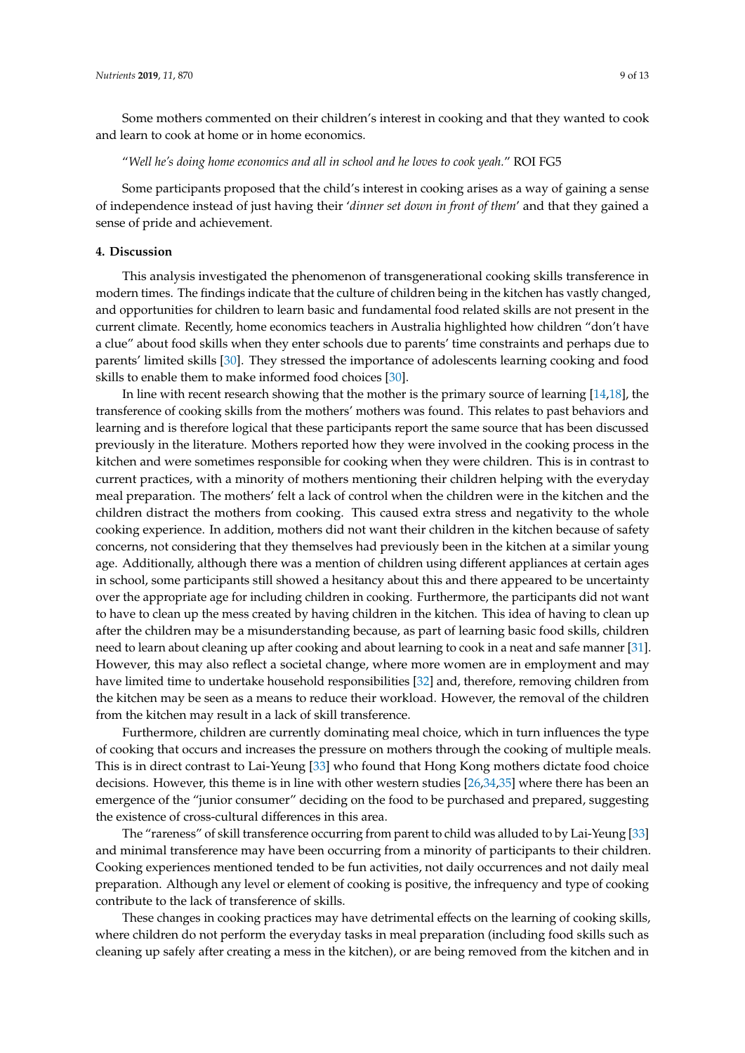Some mothers commented on their children's interest in cooking and that they wanted to cook and learn to cook at home or in home economics.

"*Well he's doing home economics and all in school and he loves to cook yeah.*" ROI FG5

Some participants proposed that the child's interest in cooking arises as a way of gaining a sense of independence instead of just having their '*dinner set down in front of them*' and that they gained a sense of pride and achievement.

## 4. Discussion

This analysis investigated the phenomenon of transgenerational cooking skills transference in modern times. The findings indicate that the culture of children being in the kitchen has vastly changed, and opportunities for children to learn basic and fundamental food related skills are not present in the current climate. Recently, home economics teachers in Australia highlighted how children "don't have a clue" about food skills when they enter schools due to parents' time constraints and perhaps due to parents' limited skills [30]. They stressed the importance of adolescents learning cooking and food skills to enable them to make informed food choices [30].

In line with recent research showing that the mother is the primary source of learning [14,18], the transference of cooking skills from the mothers' mothers was found. This relates to past behaviors and learning and is therefore logical that these participants report the same source that has been discussed previously in the literature. Mothers reported how they were involved in the cooking process in the kitchen and were sometimes responsible for cooking when they were children. This is in contrast to current practices, with a minority of mothers mentioning their children helping with the everyday meal preparation. The mothers' felt a lack of control when the children were in the kitchen and the children distract the mothers from cooking. This caused extra stress and negativity to the whole cooking experience. In addition, mothers did not want their children in the kitchen because of safety concerns, not considering that they themselves had previously been in the kitchen at a similar young age. Additionally, although there was a mention of children using different appliances at certain ages in school, some participants still showed a hesitancy about this and there appeared to be uncertainty over the appropriate age for including children in cooking. Furthermore, the participants did not want to have to clean up the mess created by having children in the kitchen. This idea of having to clean up after the children may be a misunderstanding because, as part of learning basic food skills, children need to learn about cleaning up after cooking and about learning to cook in a neat and safe manner [31]. However, this may also reflect a societal change, where more women are in employment and may have limited time to undertake household responsibilities [32] and, therefore, removing children from the kitchen may be seen as a means to reduce their workload. However, the removal of the children from the kitchen may result in a lack of skill transference.

Furthermore, children are currently dominating meal choice, which in turn influences the type of cooking that occurs and increases the pressure on mothers through the cooking of multiple meals. This is in direct contrast to Lai-Yeung [33] who found that Hong Kong mothers dictate food choice decisions. However, this theme is in line with other western studies [26,34,35] where there has been an emergence of the "junior consumer" deciding on the food to be purchased and prepared, suggesting the existence of cross-cultural differences in this area.

The "rareness" of skill transference occurring from parent to child was alluded to by Lai-Yeung [33] and minimal transference may have been occurring from a minority of participants to their children. Cooking experiences mentioned tended to be fun activities, not daily occurrences and not daily meal preparation. Although any level or element of cooking is positive, the infrequency and type of cooking contribute to the lack of transference of skills.

These changes in cooking practices may have detrimental effects on the learning of cooking skills, where children do not perform the everyday tasks in meal preparation (including food skills such as cleaning up safely after creating a mess in the kitchen), or are being removed from the kitchen and in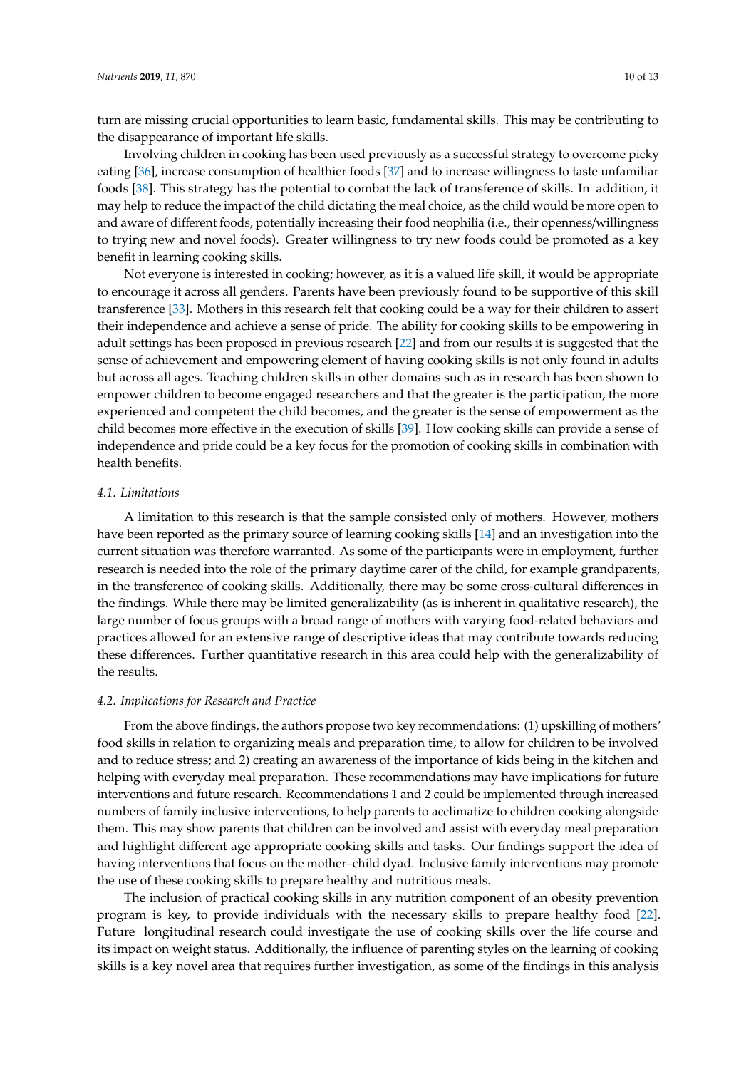turn are missing crucial opportunities to learn basic, fundamental skills. This may be contributing to the disappearance of important life skills.

Involving children in cooking has been used previously as a successful strategy to overcome picky eating [36], increase consumption of healthier foods [37] and to increase willingness to taste unfamiliar foods [38]. This strategy has the potential to combat the lack of transference of skills. In addition, it may help to reduce the impact of the child dictating the meal choice, as the child would be more open to and aware of different foods, potentially increasing their food neophilia (i.e., their openness/willingness to trying new and novel foods). Greater willingness to try new foods could be promoted as a key benefit in learning cooking skills.

Not everyone is interested in cooking; however, as it is a valued life skill, it would be appropriate to encourage it across all genders. Parents have been previously found to be supportive of this skill transference [33]. Mothers in this research felt that cooking could be a way for their children to assert their independence and achieve a sense of pride. The ability for cooking skills to be empowering in adult settings has been proposed in previous research [22] and from our results it is suggested that the sense of achievement and empowering element of having cooking skills is not only found in adults but across all ages. Teaching children skills in other domains such as in research has been shown to empower children to become engaged researchers and that the greater is the participation, the more experienced and competent the child becomes, and the greater is the sense of empowerment as the child becomes more effective in the execution of skills [39]. How cooking skills can provide a sense of independence and pride could be a key focus for the promotion of cooking skills in combination with health benefits.

### 4.1. Limitations

A limitation to this research is that the sample consisted only of mothers. However, mothers have been reported as the primary source of learning cooking skills [14] and an investigation into the current situation was therefore warranted. As some of the participants were in employment, further research is needed into the role of the primary daytime carer of the child, for example grandparents, in the transference of cooking skills. Additionally, there may be some cross-cultural differences in the findings. While there may be limited generalizability (as is inherent in qualitative research), the large number of focus groups with a broad range of mothers with varying food-related behaviors and practices allowed for an extensive range of descriptive ideas that may contribute towards reducing these differences. Further quantitative research in this area could help with the generalizability of the results.

### 4.2. Implications for Research and Practice

From the above findings, the authors propose two key recommendations: (1) upskilling of mothers' food skills in relation to organizing meals and preparation time, to allow for children to be involved and to reduce stress; and 2) creating an awareness of the importance of kids being in the kitchen and helping with everyday meal preparation. These recommendations may have implications for future interventions and future research. Recommendations 1 and 2 could be implemented through increased numbers of family inclusive interventions, to help parents to acclimatize to children cooking alongside them. This may show parents that children can be involved and assist with everyday meal preparation and highlight different age appropriate cooking skills and tasks. Our findings support the idea of having interventions that focus on the mother–child dyad. Inclusive family interventions may promote the use of these cooking skills to prepare healthy and nutritious meals.

The inclusion of practical cooking skills in any nutrition component of an obesity prevention program is key, to provide individuals with the necessary skills to prepare healthy food [22]. Future longitudinal research could investigate the use of cooking skills over the life course and its impact on weight status. Additionally, the influence of parenting styles on the learning of cooking skills is a key novel area that requires further investigation, as some of the findings in this analysis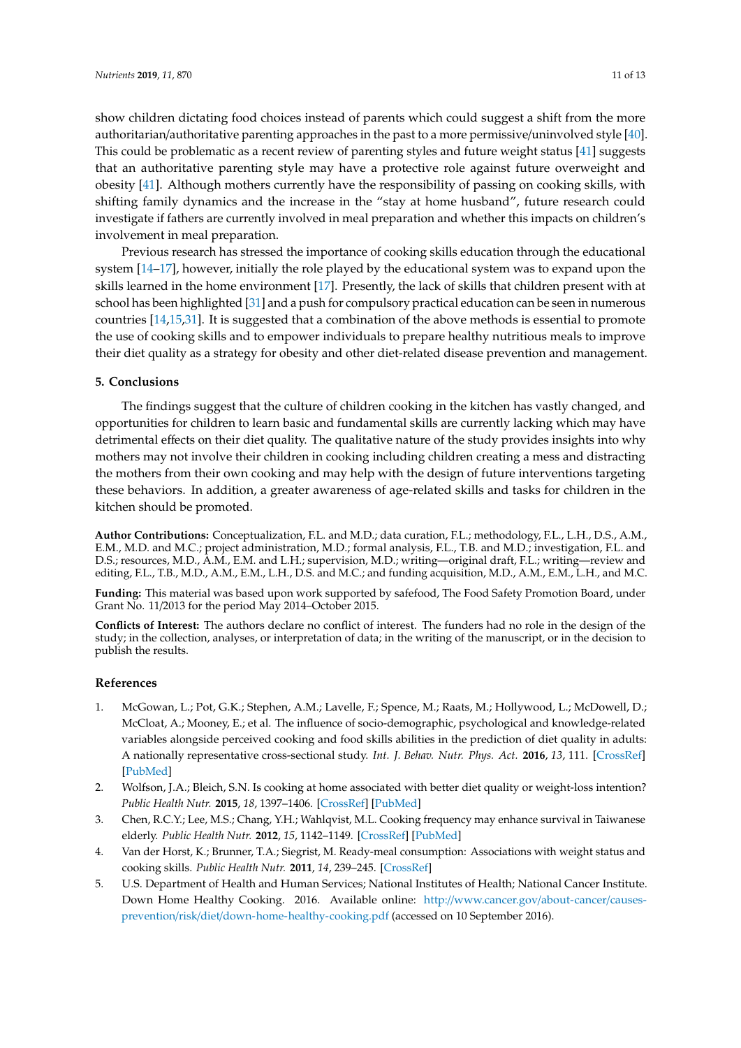show children dictating food choices instead of parents which could suggest a shift from the more authoritarian/authoritative parenting approaches in the past to a more permissive/uninvolved style [40]. This could be problematic as a recent review of parenting styles and future weight status [41] suggests that an authoritative parenting style may have a protective role against future overweight and obesity [41]. Although mothers currently have the responsibility of passing on cooking skills, with shifting family dynamics and the increase in the "stay at home husband", future research could investigate if fathers are currently involved in meal preparation and whether this impacts on children's involvement in meal preparation.

Previous research has stressed the importance of cooking skills education through the educational system [14–17], however, initially the role played by the educational system was to expand upon the skills learned in the home environment [17]. Presently, the lack of skills that children present with at school has been highlighted [31] and a push for compulsory practical education can be seen in numerous countries [14,15,31]. It is suggested that a combination of the above methods is essential to promote the use of cooking skills and to empower individuals to prepare healthy nutritious meals to improve their diet quality as a strategy for obesity and other diet-related disease prevention and management.

## 5. Conclusions

The findings suggest that the culture of children cooking in the kitchen has vastly changed, and opportunities for children to learn basic and fundamental skills are currently lacking which may have detrimental effects on their diet quality. The qualitative nature of the study provides insights into why mothers may not involve their children in cooking including children creating a mess and distracting the mothers from their own cooking and may help with the design of future interventions targeting these behaviors. In addition, a greater awareness of age-related skills and tasks for children in the kitchen should be promoted.

**Author Contributions:** Conceptualization, F.L. and M.D.; data curation, F.L.; methodology, F.L., L.H., D.S., A.M., E.M., M.D. and M.C.; project administration, M.D.; formal analysis, F.L., T.B. and M.D.; investigation, F.L. and D.S.; resources, M.D., A.M., E.M. and L.H.; supervision, M.D.; writing—original draft, F.L.; writing—review and editing, F.L., T.B., M.D., A.M., E.M., L.H., D.S. and M.C.; and funding acquisition, M.D., A.M., E.M., L.H., and M.C.

**Funding:** This material was based upon work supported by safefood, The Food Safety Promotion Board, under Grant No. 11/2013 for the period May 2014–October 2015.

**Conflicts of Interest:** The authors declare no conflict of interest. The funders had no role in the design of the study; in the collection, analyses, or interpretation of data; in the writing of the manuscript, or in the decision to publish the results.

## References

1. McGowan, L.; Pot, G.K.; Stephen, A.M.; Lavelle, F.; Spence, M.; Raats, M.; Hollywood, L.; McDowell, D.; McCloat, A.; Mooney, E.; et al. The influence of socio-demographic, psychological and knowledge-related variables alongside perceived cooking and food skills abilities in the prediction of diet quality in adults: A nationally representative cross-sectional study. *Int. J. Behav. Nutr. Phys. Act.* **2016**, *13*, 111. [CrossRef] [PubMed]
2. Wolfson, J.A.; Bleich, S.N. Is cooking at home associated with better diet quality or weight-loss intention? *Public Health Nutr.* **2015**, *18*, 1397–1406. [CrossRef] [PubMed]
3. Chen, R.C.Y.; Lee, M.S.; Chang, Y.H.; Wahlqvist, M.L. Cooking frequency may enhance survival in Taiwanese elderly. *Public Health Nutr.* **2012**, *15*, 1142–1149. [CrossRef] [PubMed]
4. Van der Horst, K.; Brunner, T.A.; Siegrist, M. Ready-meal consumption: Associations with weight status and cooking skills. *Public Health Nutr.* **2011**, *14*, 239–245. [CrossRef]
5. U.S. Department of Health and Human Services; National Institutes of Health; National Cancer Institute. Down Home Healthy Cooking. 2016. Available online: http://www.cancer.gov/about-cancer/causes-prevention/risk/diet/down-home-healthy-cooking.pdf (accessed on 10 September 2016).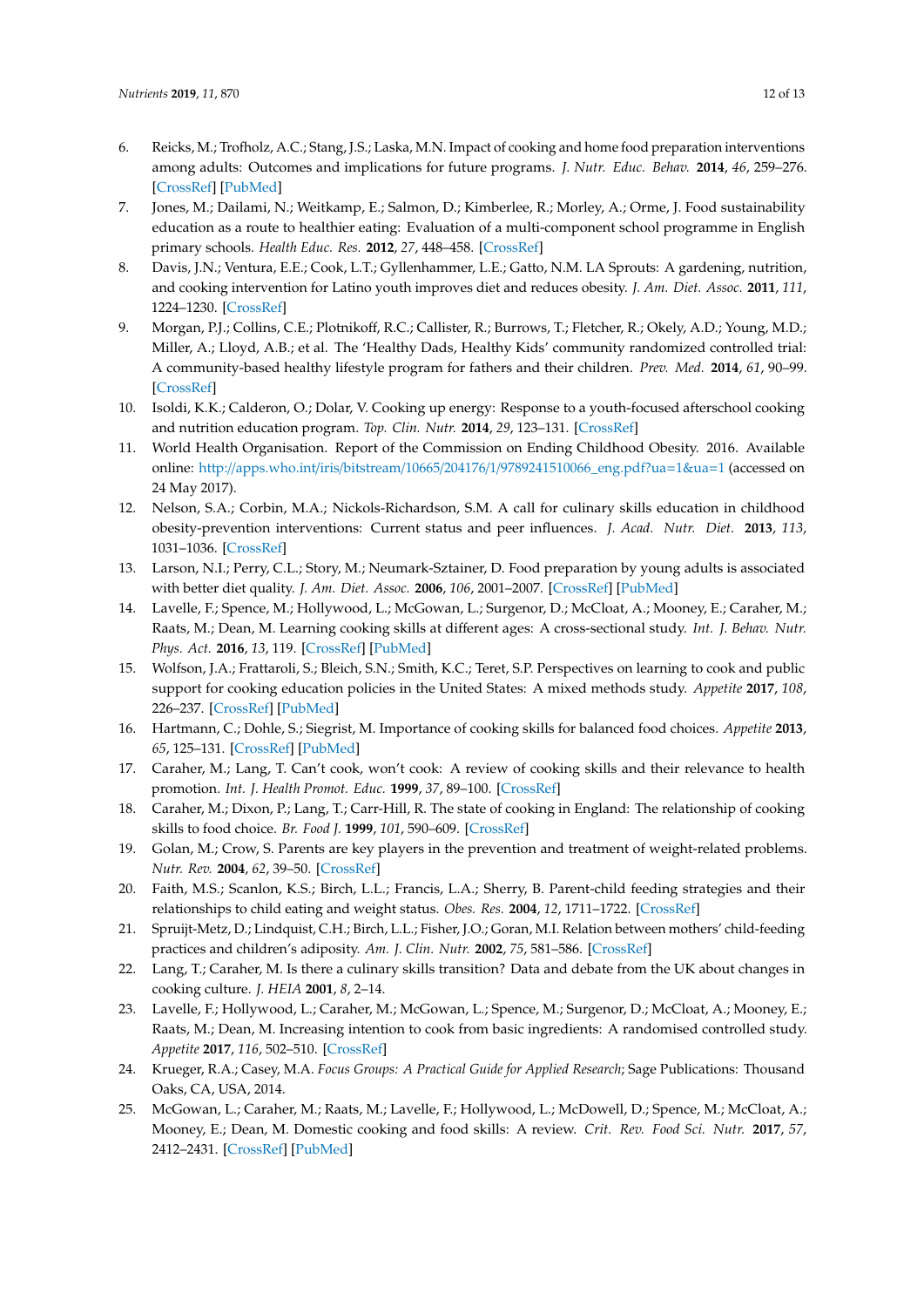6. Reicks, M.; Trofholz, A.C.; Stang, J.S.; Laska, M.N. Impact of cooking and home food preparation interventions among adults: Outcomes and implications for future programs. *J. Nutr. Educ. Behav.* **2014**, *46*, 259–276. [CrossRef] [PubMed]
7. Jones, M.; Dailami, N.; Weitkamp, E.; Salmon, D.; Kimberlee, R.; Morley, A.; Orme, J. Food sustainability education as a route to healthier eating: Evaluation of a multi-component school programme in English primary schools. *Health Educ. Res.* **2012**, *27*, 448–458. [CrossRef]
8. Davis, J.N.; Ventura, E.E.; Cook, L.T.; Gyllenhammer, L.E.; Gatto, N.M. LA Sprouts: A gardening, nutrition, and cooking intervention for Latino youth improves diet and reduces obesity. *J. Am. Diet. Assoc.* **2011**, *111*, 1224–1230. [CrossRef]
9. Morgan, P.J.; Collins, C.E.; Plotnikoff, R.C.; Callister, R.; Burrows, T.; Fletcher, R.; Okely, A.D.; Young, M.D.; Miller, A.; Lloyd, A.B.; et al. The 'Healthy Dads, Healthy Kids' community randomized controlled trial: A community-based healthy lifestyle program for fathers and their children. *Prev. Med.* **2014**, *61*, 90–99. [CrossRef]
10. Isoldi, K.K.; Calderon, O.; Dolar, V. Cooking up energy: Response to a youth-focused afterschool cooking and nutrition education program. *Top. Clin. Nutr.* **2014**, *29*, 123–131. [CrossRef]
11. World Health Organisation. Report of the Commission on Ending Childhood Obesity. 2016. Available online: http://apps.who.int/iris/bitstream/10665/204176/1/9789241510066_eng.pdf?ua=1&ua=1 (accessed on 24 May 2017).
12. Nelson, S.A.; Corbin, M.A.; Nickols-Richardson, S.M. A call for culinary skills education in childhood obesity-prevention interventions: Current status and peer influences. *J. Acad. Nutr. Diet.* **2013**, *113*, 1031–1036. [CrossRef]
13. Larson, N.I.; Perry, C.L.; Story, M.; Neumark-Sztainer, D. Food preparation by young adults is associated with better diet quality. *J. Am. Diet. Assoc.* **2006**, *106*, 2001–2007. [CrossRef] [PubMed]
14. Lavelle, F.; Spence, M.; Hollywood, L.; McGowan, L.; Surgenor, D.; McCloat, A.; Mooney, E.; Caraher, M.; Raats, M.; Dean, M. Learning cooking skills at different ages: A cross-sectional study. *Int. J. Behav. Nutr. Phys. Act.* **2016**, *13*, 119. [CrossRef] [PubMed]
15. Wolfson, J.A.; Frattaroli, S.; Bleich, S.N.; Smith, K.C.; Teret, S.P. Perspectives on learning to cook and public support for cooking education policies in the United States: A mixed methods study. *Appetite* **2017**, *108*, 226–237. [CrossRef] [PubMed]
16. Hartmann, C.; Dohle, S.; Siegrist, M. Importance of cooking skills for balanced food choices. *Appetite* **2013**, *65*, 125–131. [CrossRef] [PubMed]
17. Caraher, M.; Lang, T. Can't cook, won't cook: A review of cooking skills and their relevance to health promotion. *Int. J. Health Promot. Educ.* **1999**, *37*, 89–100. [CrossRef]
18. Caraher, M.; Dixon, P.; Lang, T.; Carr-Hill, R. The state of cooking in England: The relationship of cooking skills to food choice. *Br. Food J.* **1999**, *101*, 590–609. [CrossRef]
19. Golan, M.; Crow, S. Parents are key players in the prevention and treatment of weight-related problems. *Nutr. Rev.* **2004**, *62*, 39–50. [CrossRef]
20. Faith, M.S.; Scanlon, K.S.; Birch, L.L.; Francis, L.A.; Sherry, B. Parent-child feeding strategies and their relationships to child eating and weight status. *Obes. Res.* **2004**, *12*, 1711–1722. [CrossRef]
21. Spruijt-Metz, D.; Lindquist, C.H.; Birch, L.L.; Fisher, J.O.; Goran, M.I. Relation between mothers' child-feeding practices and children's adiposity. *Am. J. Clin. Nutr.* **2002**, *75*, 581–586. [CrossRef]
22. Lang, T.; Caraher, M. Is there a culinary skills transition? Data and debate from the UK about changes in cooking culture. *J. HEIA* **2001**, *8*, 2–14.
23. Lavelle, F.; Hollywood, L.; Caraher, M.; McGowan, L.; Spence, M.; Surgenor, D.; McCloat, A.; Mooney, E.; Raats, M.; Dean, M. Increasing intention to cook from basic ingredients: A randomised controlled study. *Appetite* **2017**, *116*, 502–510. [CrossRef]
24. Krueger, R.A.; Casey, M.A. *Focus Groups: A Practical Guide for Applied Research*; Sage Publications: Thousand Oaks, CA, USA, 2014.
25. McGowan, L.; Caraher, M.; Raats, M.; Lavelle, F.; Hollywood, L.; McDowell, D.; Spence, M.; McCloat, A.; Mooney, E.; Dean, M. Domestic cooking and food skills: A review. *Crit. Rev. Food Sci. Nutr.* **2017**, *57*, 2412–2431. [CrossRef] [PubMed]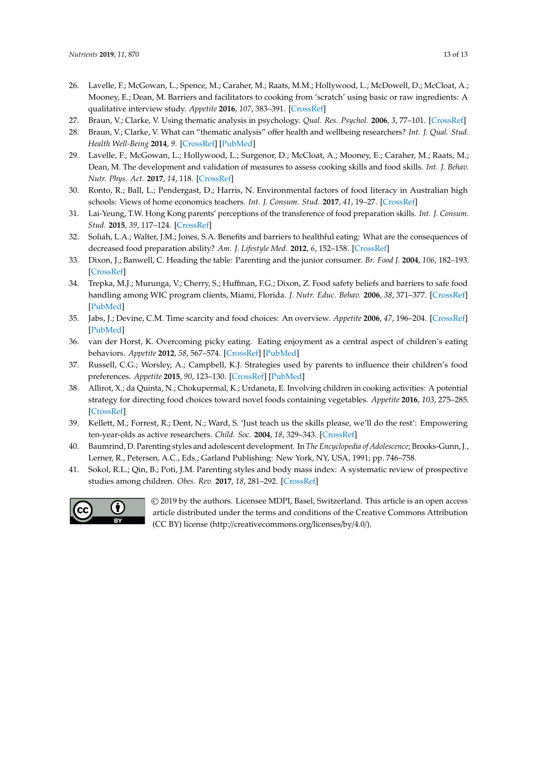26. Lavelle, F.; McGowan, L.; Spence, M.; Caraher, M.; Raats, M.M.; Hollywood, L.; McDowell, D.; McCloat, A.; Mooney, E.; Dean, M. Barriers and facilitators to cooking from 'scratch' using basic or raw ingredients: A qualitative interview study. *Appetite* **2016**, *107*, 383–391. [CrossRef]
27. Braun, V.; Clarke, V. Using thematic analysis in psychology. *Qual. Res. Psychol.* **2006**, *3*, 77–101. [CrossRef]
28. Braun, V.; Clarke, V. What can "thematic analysis" offer health and wellbeing researchers? *Int. J. Qual. Stud. Health Well-Being* **2014**, *9*. [CrossRef] [PubMed]
29. Lavelle, F.; McGowan, L.; Hollywood, L.; Surgenor, D.; McCloat, A.; Mooney, E.; Caraher, M.; Raats, M.; Dean, M. The development and validation of measures to assess cooking skills and food skills. *Int. J. Behav. Nutr. Phys. Act.* **2017**, *14*, 118. [CrossRef]
30. Ronto, R.; Ball, L.; Pendergast, D.; Harris, N. Environmental factors of food literacy in Australian high schools: Views of home economics teachers. *Int. J. Consum. Stud.* **2017**, *41*, 19–27. [CrossRef]
31. Lai-Yeung, T.W. Hong Kong parents' perceptions of the transference of food preparation skills. *Int. J. Consum. Stud.* **2015**, *39*, 117–124. [CrossRef]
32. Soliah, L.A.; Walter, J.M.; Jones, S.A. Benefits and barriers to healthful eating: What are the consequences of decreased food preparation ability? *Am. J. Lifestyle Med.* **2012**, *6*, 152–158. [CrossRef]
33. Dixon, J.; Banwell, C. Heading the table: Parenting and the junior consumer. *Br. Food J.* **2004**, *106*, 182–193. [CrossRef]
34. Trepka, M.J.; Murunga, V.; Cherry, S.; Huffman, F.G.; Dixon, Z. Food safety beliefs and barriers to safe food handling among WIC program clients, Miami, Florida. *J. Nutr. Educ. Behav.* **2006**, *38*, 371–377. [CrossRef] [PubMed]
35. Jabs, J.; Devine, C.M. Time scarcity and food choices: An overview. *Appetite* **2006**, *47*, 196–204. [CrossRef] [PubMed]
36. van der Horst, K. Overcoming picky eating. Eating enjoyment as a central aspect of children's eating behaviors. *Appetite* **2012**, *58*, 567–574. [CrossRef] [PubMed]
37. Russell, C.G.; Worsley, A.; Campbell, K.J. Strategies used by parents to influence their children's food preferences. *Appetite* **2015**, *90*, 123–130. [CrossRef] [PubMed]
38. Allirot, X.; da Quinta, N.; Chokupermal, K.; Urdaneta, E. Involving children in cooking activities: A potential strategy for directing food choices toward novel foods containing vegetables. *Appetite* **2016**, *103*, 275–285. [CrossRef]
39. Kellett, M.; Forrest, R.; Dent, N.; Ward, S. 'Just teach us the skills please, we'll do the rest': Empowering ten-year-olds as active researchers. *Child. Soc.* **2004**, *18*, 329–343. [CrossRef]
40. Baumrind, D. Parenting styles and adolescent development. In *The Encyclopedia of Adolescence*; Brooks-Gunn, J., Lerner, R., Petersen, A.C., Eds.; Garland Publishing: New York, NY, USA, 1991; pp. 746–758.
41. Sokol, R.L.; Qin, B.; Poti, J.M. Parenting styles and body mass index: A systematic review of prospective studies among children. *Obes. Rev.* **2017**, *18*, 281–292. [CrossRef]

© 2019 by the authors. Licensee MDPI, Basel, Switzerland. This article is an open access article distributed under the terms and conditions of the Creative Commons Attribution (CC BY) license (http://creativecommons.org/licenses/by/4.0/).